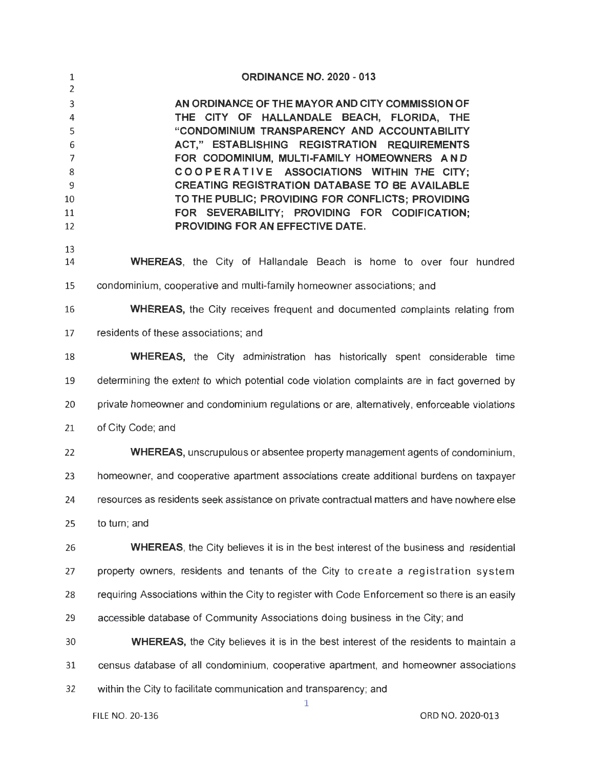# ORDINANCE NO. 2020 - 013

**AN ORDINANCE OF THE MAYOR AND CITY COMMISSION OF THE CITY OF HALLANDALE BEACH, FLORIDA, THE "CONDOMINIUM TRANSPARENCY AND ACCOUNTABILITY ACT," ESTABLISHING REGISTRATION REQUIREMENTS FOR CODOMINIUM, MULTI-FAMILY HOMEOWNERS AND COOPERATIVE ASSOCIATIONS WITHIN THE CITY; CREATING REGISTRATION DATABASE TO BE AVAILABLE TO THE PUBLIC; PROVIDING FOR CONFLICTS; PROVIDING FOR SEVERABILITY; PROVIDING FOR CODIFICATION; PROVIDING FOR AN EFFECTIVE DATE.**

**WHEREAS**, the City of Hallandale Beach is home to over four hundred condominium, cooperative and multi-family homeowner associations; and

**WHEREAS,** the City receives frequent and documented complaints relating from residents of these associations; and

**WHEREAS,** the City administration has historically spent considerable time determining the extent to which potential code violation complaints are in fact governed by private homeowner and condominium regulations or are, alternatively, enforceable violations of City Code; and

**WHEREAS,** unscrupulous or absentee property management agents of condominium, homeowner, and cooperative apartment associations create additional burdens on taxpayer resources as residents seek assistance on private contractual matters and have nowhere else to turn; and

**WHEREAS**, the City believes it is in the best interest of the business and residential property owners, residents and tenants of the City to create a registration system requiring Associations within the City to register with Code Enforcement so there is an easily accessible database of Community Associations doing business in the City; and

**WHEREAS,** the City believes it is in the best interest of the residents to maintain a census database of all condominium, cooperative apartment, and homeowner associations within the City to facilitate communication and transparency; and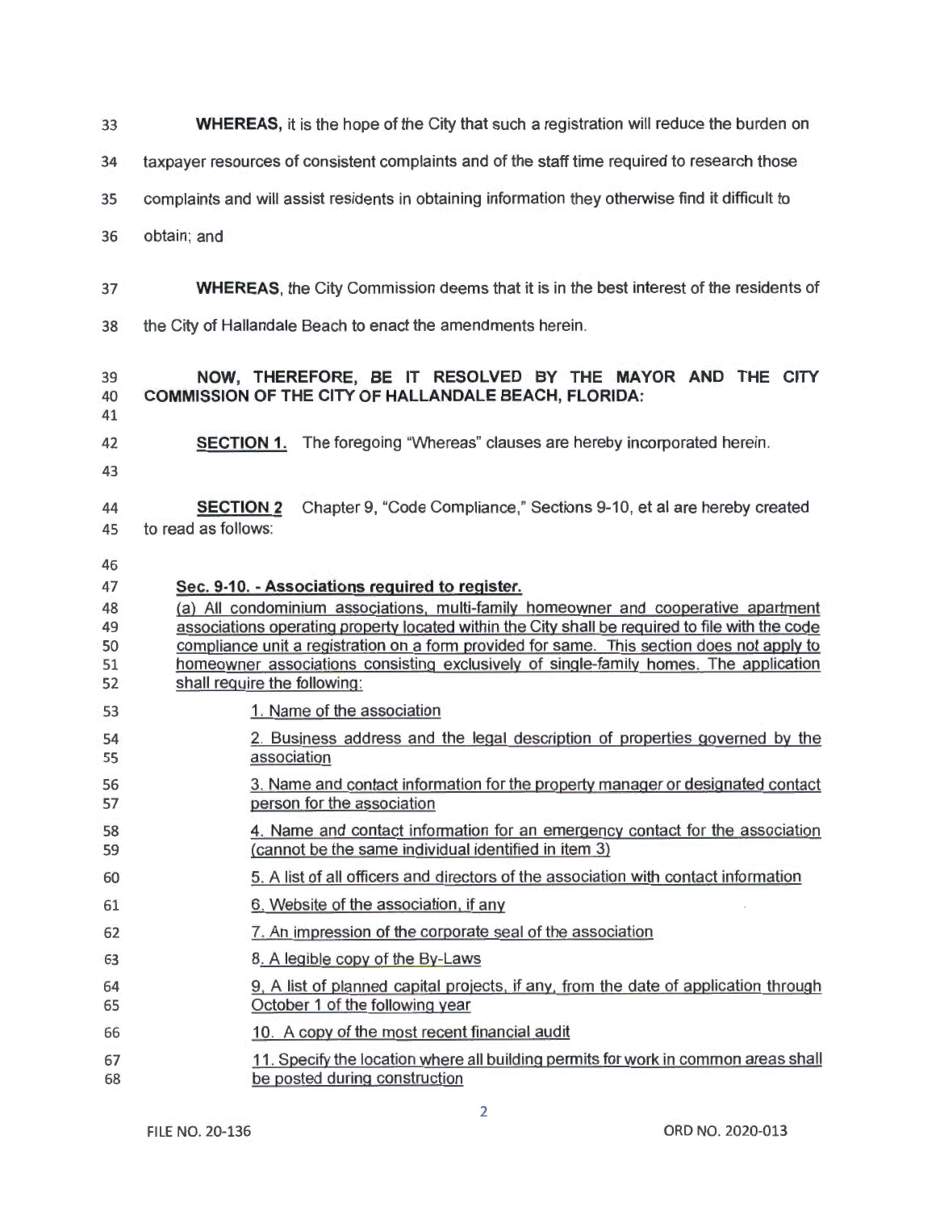**WHEREAS,** it is the hope of the City that such a registration will reduce the burden on taxpayer resources of consistent complaints and of the staff time required to research those complaints and will assist residents in obtaining information they otherwise find it difficult to obtain; and

**WHEREAS,** the City Commission deems that it is in the best interest of the residents of the City of Hallandale Beach to enact the amendments herein.

**NOW, THEREFORE, BE IT RESOLVED BY THE MAYOR AND THE CITY COMMISSION OF THE CITY OF HALLANDALE BEACH, FLORIDA:**

**SECTION 1.** The foregoing "Whereas" clauses are hereby incorporated herein.

**SECTION 2** Chapter 9, "Code Compliance," Sections 9-10, et al are hereby created to read as follows:

**Sec. 9-10. - Associations required to register.**

(a) All condominium associations, multi-family homeowner and cooperative apartment associations operating property located within the City shall be required to file with the code compliance unit a registration on a form provided for same. This section does not apply to homeowner associations consisting exclusively of single-family homes. The application shall require the following:

1. Name of the association
2. Business address and the legal description of properties governed by the association
3. Name and contact information for the property manager or designated contact person for the association
4. Name and contact information for an emergency contact for the association (cannot be the same individual identified in item 3)
5. A list of all officers and directors of the association with contact information
6. Website of the association, if any
7. An impression of the corporate seal of the association
8. A legible copy of the By-Laws
9. A list of planned capital projects, if any, from the date of application through October 1 of the following year
10. A copy of the most recent financial audit
11. Specify the location where all building permits for work in common areas shall be posted during construction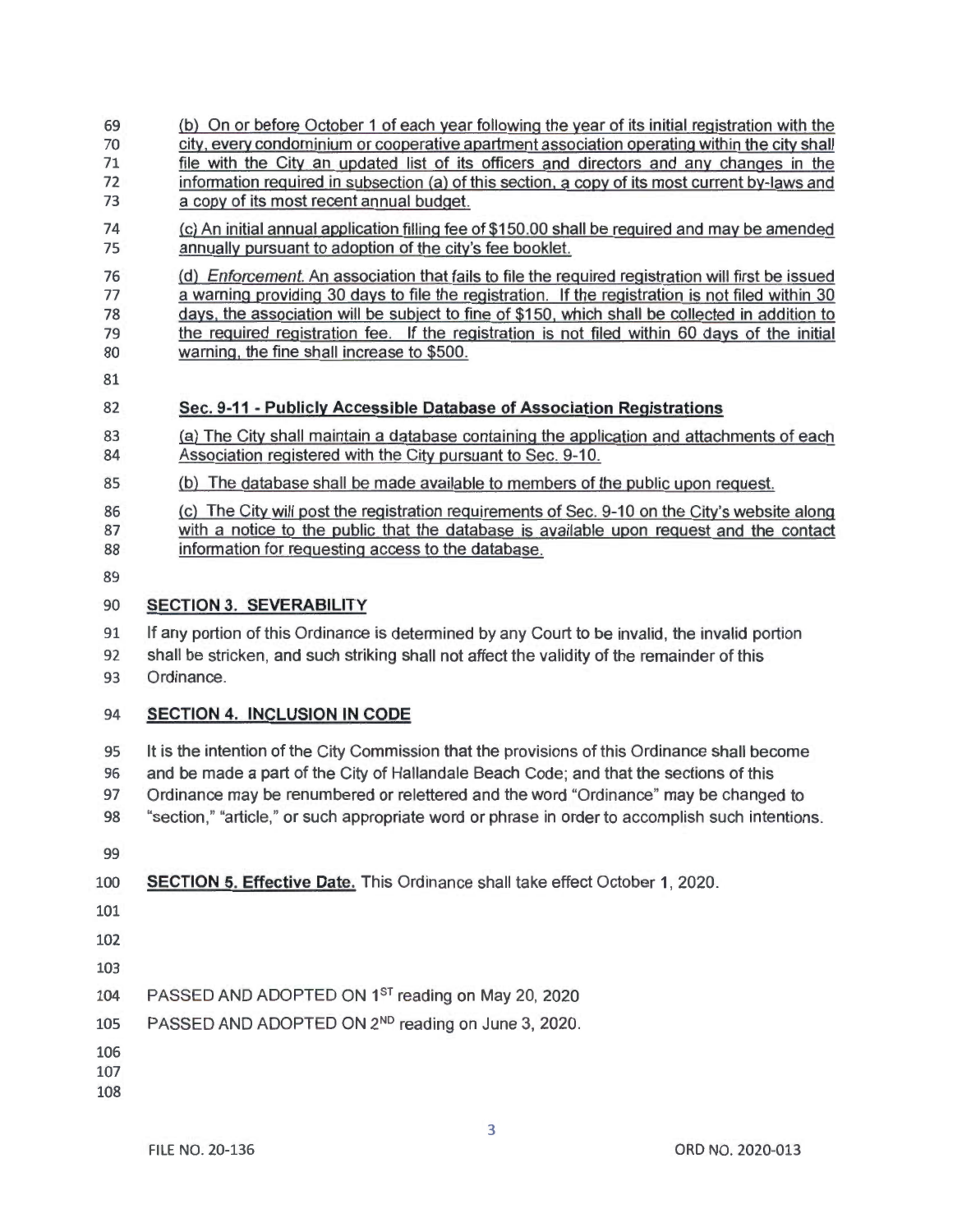(b) On or before October 1 of each year following the year of its initial registration with the city, every condominium or cooperative apartment association operating within the city shall file with the City an updated list of its officers and directors and any changes in the information required in subsection (a) of this section, a copy of its most current by-laws and a copy of its most recent annual budget.

(c) An initial annual application filling fee of $150.00 shall be required and may be amended annually pursuant to adoption of the city's fee booklet.

(d) *Enforcement.* An association that fails to file the required registration will first be issued a warning providing 30 days to file the registration. If the registration is not filed within 30 days, the association will be subject to fine of $150, which shall be collected in addition to the required registration fee. If the registration is not filed within 60 days of the initial warning, the fine shall increase to $500.

**Sec. 9-11 - Publicly Accessible Database of Association Registrations**

(a) The City shall maintain a database containing the application and attachments of each Association registered with the City pursuant to Sec. 9-10.

(b) The database shall be made available to members of the public upon request.

(c) The City will post the registration requirements of Sec. 9-10 on the City's website along with a notice to the public that the database is available upon request and the contact information for requesting access to the database.

**SECTION 3. SEVERABILITY**

If any portion of this Ordinance is determined by any Court to be invalid, the invalid portion shall be stricken, and such striking shall not affect the validity of the remainder of this Ordinance.

**SECTION 4. INCLUSION IN CODE**

It is the intention of the City Commission that the provisions of this Ordinance shall become and be made a part of the City of Hallandale Beach Code; and that the sections of this Ordinance may be renumbered or relettered and the word "Ordinance" may be changed to "section," "article," or such appropriate word or phrase in order to accomplish such intentions.

**SECTION 5. Effective Date.** This Ordinance shall take effect October 1, 2020.

PASSED AND ADOPTED ON 1ST reading on May 20, 2020

PASSED AND ADOPTED ON 2ND reading on June 3, 2020.

FILE NO. 20-136 ORD NO. 2020-013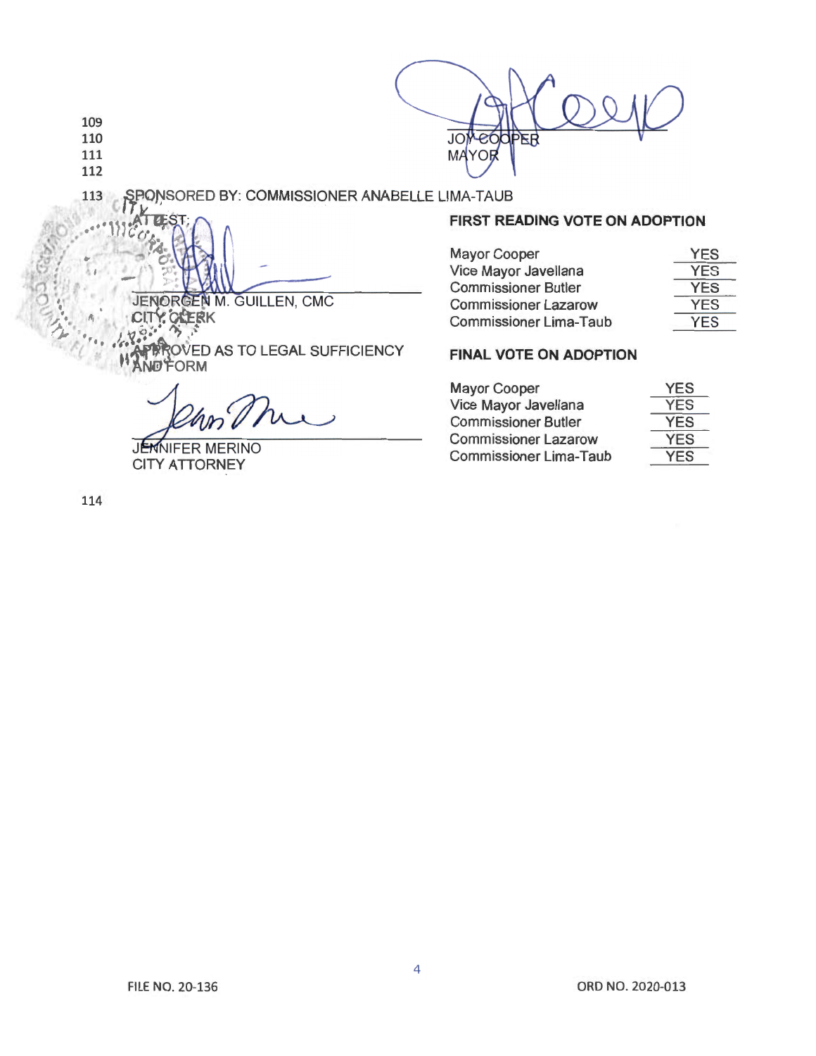JOY COOPER
MAYOR

SPONSORED BY: COMMISSIONER ANABELLE LIMA-TAUB

ATTEST:

JENORGEN M. GUILLEN, CMC
CITY CLERK

APPROVED AS TO LEGAL SUFFICIENCY AND FORM

JENNIFER MERINO
CITY ATTORNEY

**FIRST READING VOTE ON ADOPTION**

| | |
|---|---|
| Mayor Cooper | YES |
| Vice Mayor Javellana | YES |
| Commissioner Butler | YES |
| Commissioner Lazarow | YES |
| Commissioner Lima-Taub | YES |

**FINAL VOTE ON ADOPTION**

| | |
|---|---|
| Mayor Cooper | YES |
| Vice Mayor Javellana | YES |
| Commissioner Butler | YES |
| Commissioner Lazarow | YES |
| Commissioner Lima-Taub | YES |

FILE NO. 20-136 ORD NO. 2020-013